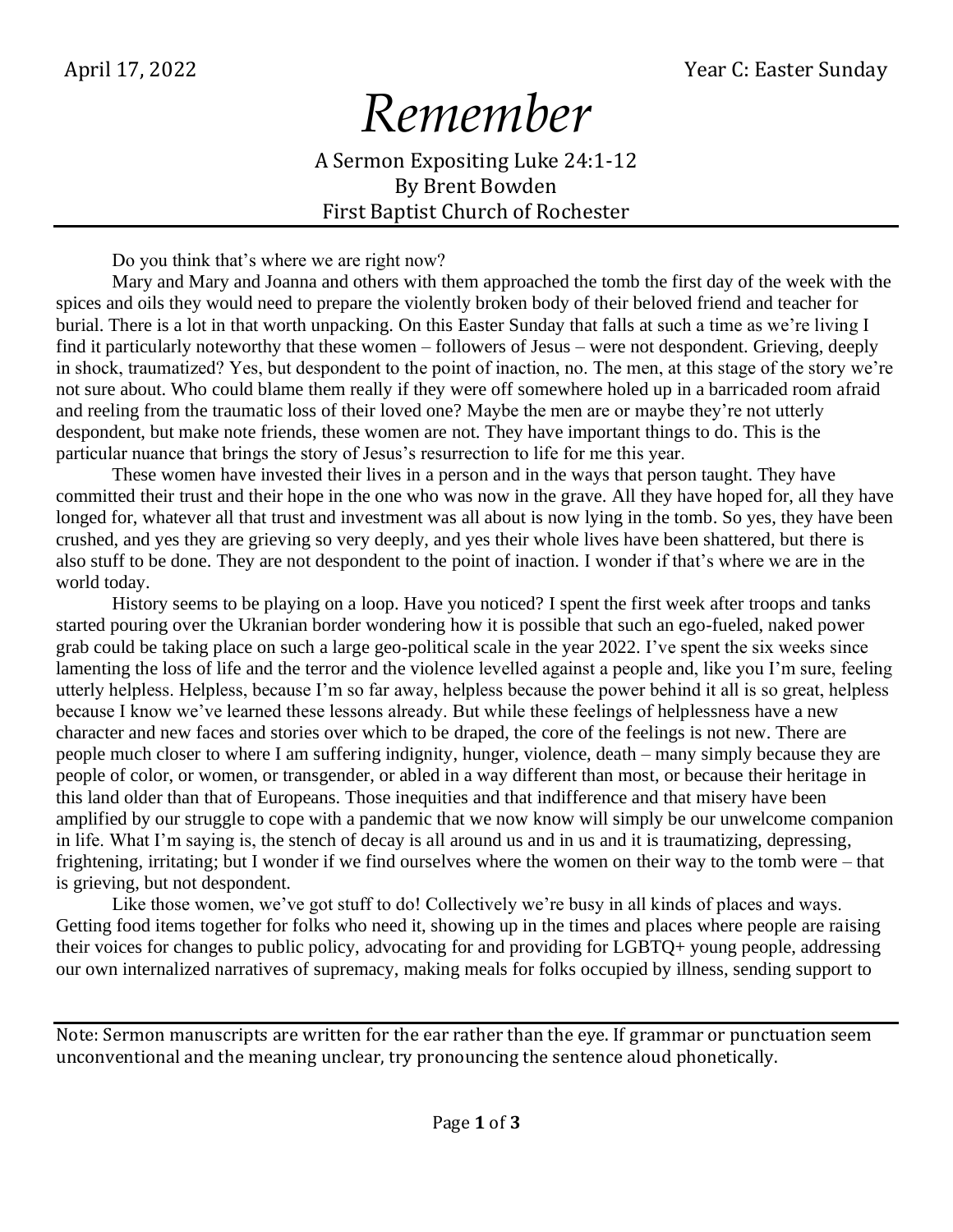April 17, 2022 Year C: Easter Sunday

# *Remember*

A Sermon Expositing Luke 24:1-12
By Brent Bowden
First Baptist Church of Rochester

---

Do you think that's where we are right now?

Mary and Mary and Joanna and others with them approached the tomb the first day of the week with the spices and oils they would need to prepare the violently broken body of their beloved friend and teacher for burial. There is a lot in that worth unpacking. On this Easter Sunday that falls at such a time as we're living I find it particularly noteworthy that these women – followers of Jesus – were not despondent. Grieving, deeply in shock, traumatized? Yes, but despondent to the point of inaction, no. The men, at this stage of the story we're not sure about. Who could blame them really if they were off somewhere holed up in a barricaded room afraid and reeling from the traumatic loss of their loved one? Maybe the men are or maybe they're not utterly despondent, but make note friends, these women are not. They have important things to do. This is the particular nuance that brings the story of Jesus's resurrection to life for me this year.

These women have invested their lives in a person and in the ways that person taught. They have committed their trust and their hope in the one who was now in the grave. All they have hoped for, all they have longed for, whatever all that trust and investment was all about is now lying in the tomb. So yes, they have been crushed, and yes they are grieving so very deeply, and yes their whole lives have been shattered, but there is also stuff to be done. They are not despondent to the point of inaction. I wonder if that's where we are in the world today.

History seems to be playing on a loop. Have you noticed? I spent the first week after troops and tanks started pouring over the Ukranian border wondering how it is possible that such an ego-fueled, naked power grab could be taking place on such a large geo-political scale in the year 2022. I've spent the six weeks since lamenting the loss of life and the terror and the violence levelled against a people and, like you I'm sure, feeling utterly helpless. Helpless, because I'm so far away, helpless because the power behind it all is so great, helpless because I know we've learned these lessons already. But while these feelings of helplessness have a new character and new faces and stories over which to be draped, the core of the feelings is not new. There are people much closer to where I am suffering indignity, hunger, violence, death – many simply because they are people of color, or women, or transgender, or abled in a way different than most, or because their heritage in this land older than that of Europeans. Those inequities and that indifference and that misery have been amplified by our struggle to cope with a pandemic that we now know will simply be our unwelcome companion in life. What I'm saying is, the stench of decay is all around us and in us and it is traumatizing, depressing, frightening, irritating; but I wonder if we find ourselves where the women on their way to the tomb were – that is grieving, but not despondent.

Like those women, we've got stuff to do! Collectively we're busy in all kinds of places and ways. Getting food items together for folks who need it, showing up in the times and places where people are raising their voices for changes to public policy, advocating for and providing for LGBTQ+ young people, addressing our own internalized narratives of supremacy, making meals for folks occupied by illness, sending support to

---

Note: Sermon manuscripts are written for the ear rather than the eye. If grammar or punctuation seem unconventional and the meaning unclear, try pronouncing the sentence aloud phonetically.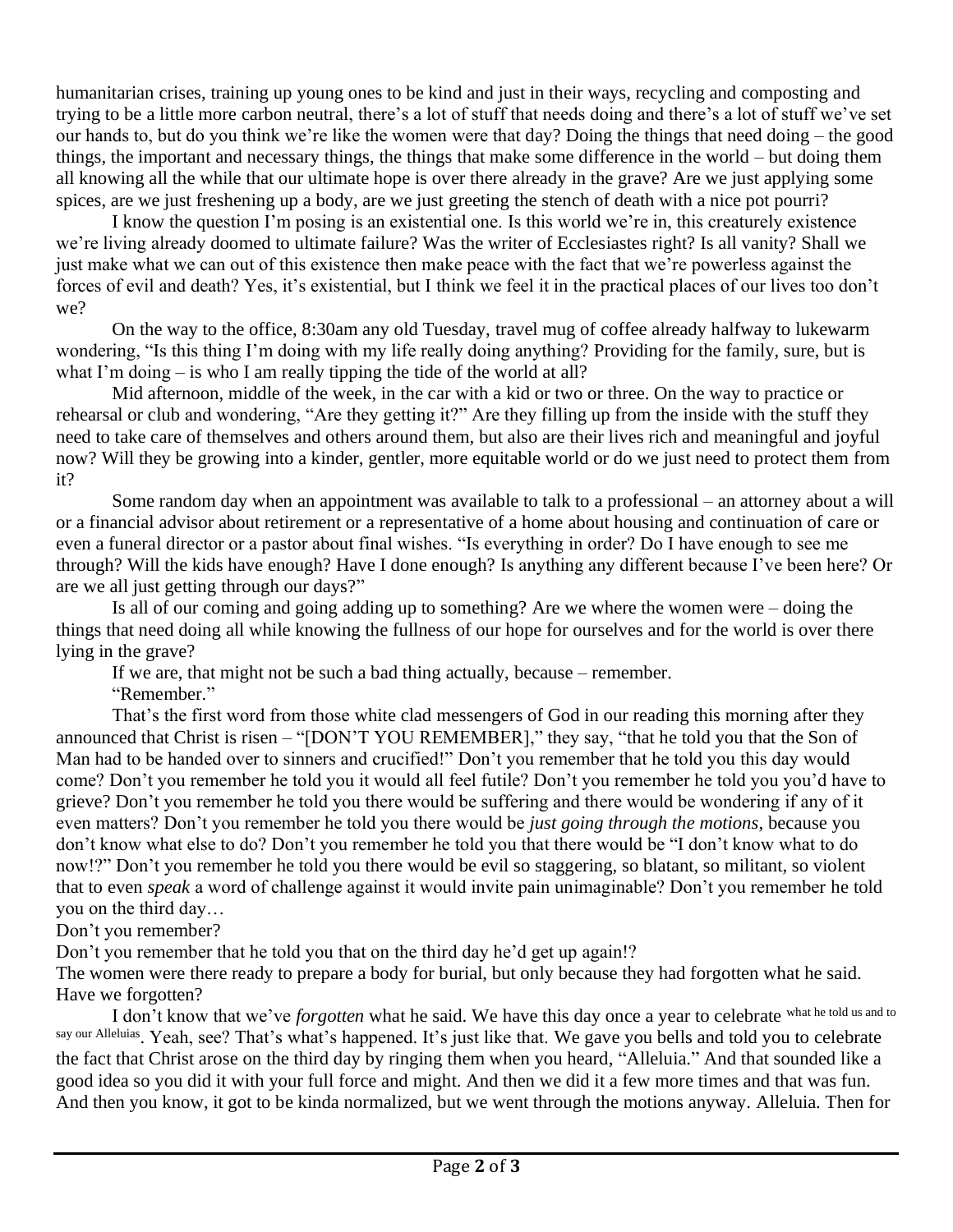humanitarian crises, training up young ones to be kind and just in their ways, recycling and composting and trying to be a little more carbon neutral, there's a lot of stuff that needs doing and there's a lot of stuff we've set our hands to, but do you think we're like the women were that day? Doing the things that need doing – the good things, the important and necessary things, the things that make some difference in the world – but doing them all knowing all the while that our ultimate hope is over there already in the grave? Are we just applying some spices, are we just freshening up a body, are we just greeting the stench of death with a nice pot pourri?

I know the question I'm posing is an existential one. Is this world we're in, this creaturely existence we're living already doomed to ultimate failure? Was the writer of Ecclesiastes right? Is all vanity? Shall we just make what we can out of this existence then make peace with the fact that we're powerless against the forces of evil and death? Yes, it's existential, but I think we feel it in the practical places of our lives too don't we?

On the way to the office, 8:30am any old Tuesday, travel mug of coffee already halfway to lukewarm wondering, "Is this thing I'm doing with my life really doing anything? Providing for the family, sure, but is what I'm doing – is who I am really tipping the tide of the world at all?

Mid afternoon, middle of the week, in the car with a kid or two or three. On the way to practice or rehearsal or club and wondering, "Are they getting it?" Are they filling up from the inside with the stuff they need to take care of themselves and others around them, but also are their lives rich and meaningful and joyful now? Will they be growing into a kinder, gentler, more equitable world or do we just need to protect them from it?

Some random day when an appointment was available to talk to a professional – an attorney about a will or a financial advisor about retirement or a representative of a home about housing and continuation of care or even a funeral director or a pastor about final wishes. "Is everything in order? Do I have enough to see me through? Will the kids have enough? Have I done enough? Is anything any different because I've been here? Or are we all just getting through our days?"

Is all of our coming and going adding up to something? Are we where the women were – doing the things that need doing all while knowing the fullness of our hope for ourselves and for the world is over there lying in the grave?

If we are, that might not be such a bad thing actually, because – remember.

"Remember."

That's the first word from those white clad messengers of God in our reading this morning after they announced that Christ is risen – "[DON'T YOU REMEMBER]," they say, "that he told you that the Son of Man had to be handed over to sinners and crucified!" Don't you remember that he told you this day would come? Don't you remember he told you it would all feel futile? Don't you remember he told you you'd have to grieve? Don't you remember he told you there would be suffering and there would be wondering if any of it even matters? Don't you remember he told you there would be *just going through the motions*, because you don't know what else to do? Don't you remember he told you that there would be "I don't know what to do now!?" Don't you remember he told you there would be evil so staggering, so blatant, so militant, so violent that to even *speak* a word of challenge against it would invite pain unimaginable? Don't you remember he told you on the third day…

Don't you remember?

Don't you remember that he told you that on the third day he'd get up again!?

The women were there ready to prepare a body for burial, but only because they had forgotten what he said. Have we forgotten?

I don't know that we've *forgotten* what he said. We have this day once a year to celebrate what he told us and to say our Alleluias. Yeah, see? That's what's happened. It's just like that. We gave you bells and told you to celebrate the fact that Christ arose on the third day by ringing them when you heard, "Alleluia." And that sounded like a good idea so you did it with your full force and might. And then we did it a few more times and that was fun. And then you know, it got to be kinda normalized, but we went through the motions anyway. Alleluia. Then for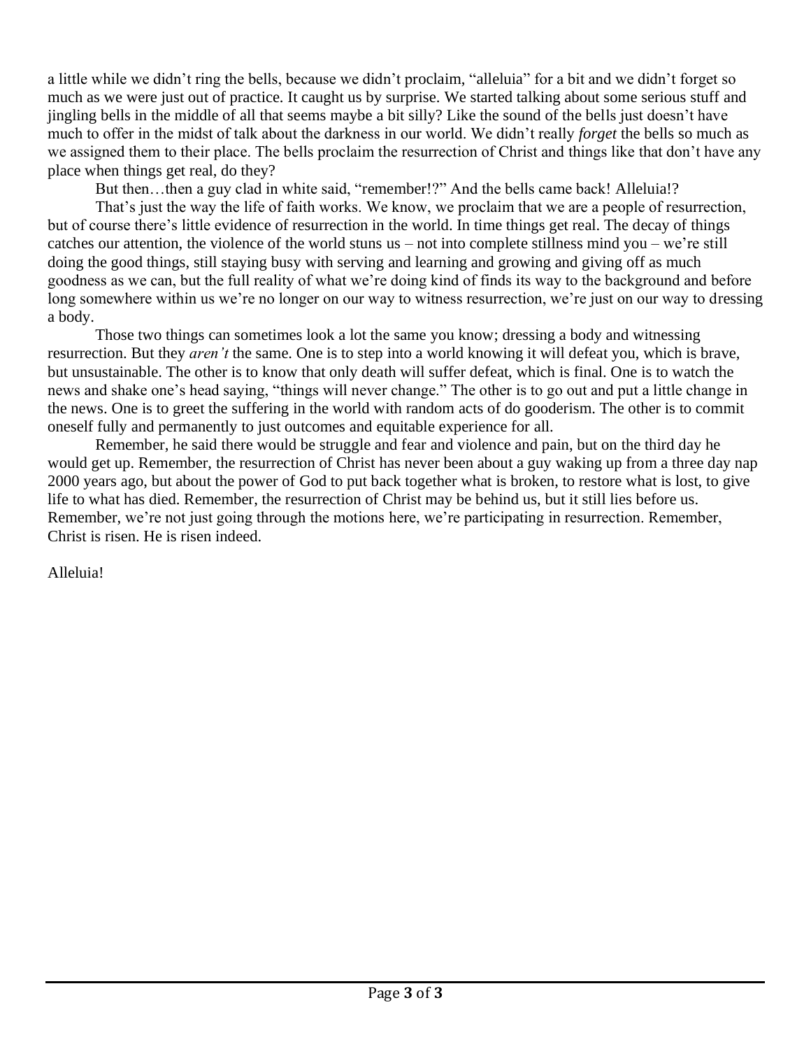a little while we didn't ring the bells, because we didn't proclaim, "alleluia" for a bit and we didn't forget so much as we were just out of practice. It caught us by surprise. We started talking about some serious stuff and jingling bells in the middle of all that seems maybe a bit silly? Like the sound of the bells just doesn't have much to offer in the midst of talk about the darkness in our world. We didn't really *forget* the bells so much as we assigned them to their place. The bells proclaim the resurrection of Christ and things like that don't have any place when things get real, do they?

But then…then a guy clad in white said, "remember!?" And the bells came back! Alleluia!?

That's just the way the life of faith works. We know, we proclaim that we are a people of resurrection, but of course there's little evidence of resurrection in the world. In time things get real. The decay of things catches our attention, the violence of the world stuns us – not into complete stillness mind you – we're still doing the good things, still staying busy with serving and learning and growing and giving off as much goodness as we can, but the full reality of what we're doing kind of finds its way to the background and before long somewhere within us we're no longer on our way to witness resurrection, we're just on our way to dressing a body.

Those two things can sometimes look a lot the same you know; dressing a body and witnessing resurrection. But they *aren't* the same. One is to step into a world knowing it will defeat you, which is brave, but unsustainable. The other is to know that only death will suffer defeat, which is final. One is to watch the news and shake one's head saying, "things will never change." The other is to go out and put a little change in the news. One is to greet the suffering in the world with random acts of do gooderism. The other is to commit oneself fully and permanently to just outcomes and equitable experience for all.

Remember, he said there would be struggle and fear and violence and pain, but on the third day he would get up. Remember, the resurrection of Christ has never been about a guy waking up from a three day nap 2000 years ago, but about the power of God to put back together what is broken, to restore what is lost, to give life to what has died. Remember, the resurrection of Christ may be behind us, but it still lies before us. Remember, we're not just going through the motions here, we're participating in resurrection. Remember, Christ is risen. He is risen indeed.

Alleluia!